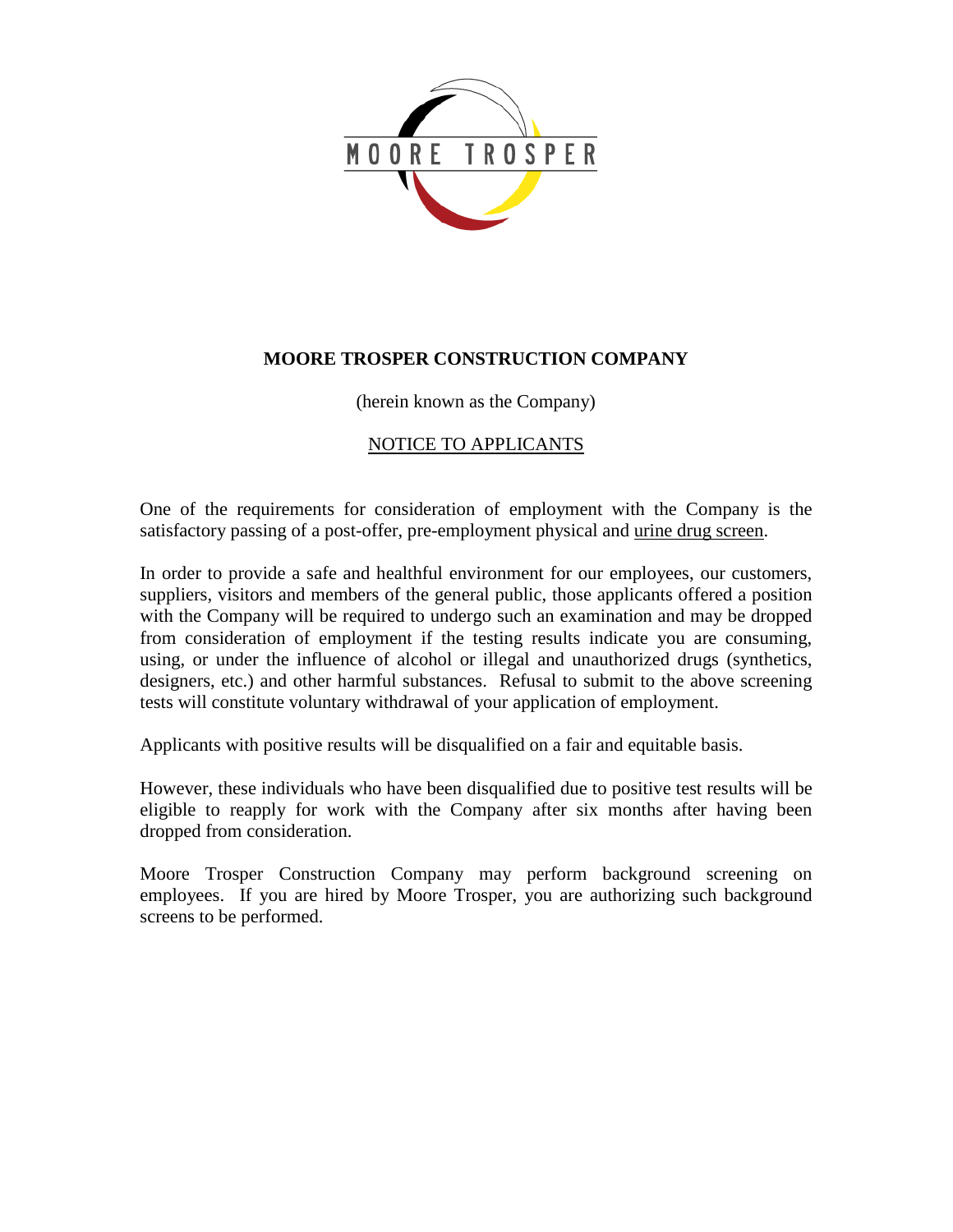MOORE TROSPER

# MOORE TROSPER CONSTRUCTION COMPANY

(herein known as the Company)

NOTICE TO APPLICANTS

One of the requirements for consideration of employment with the Company is the satisfactory passing of a post-offer, pre-employment physical and urine drug screen.

In order to provide a safe and healthful environment for our employees, our customers, suppliers, visitors and members of the general public, those applicants offered a position with the Company will be required to undergo such an examination and may be dropped from consideration of employment if the testing results indicate you are consuming, using, or under the influence of alcohol or illegal and unauthorized drugs (synthetics, designers, etc.) and other harmful substances. Refusal to submit to the above screening tests will constitute voluntary withdrawal of your application of employment.

Applicants with positive results will be disqualified on a fair and equitable basis.

However, these individuals who have been disqualified due to positive test results will be eligible to reapply for work with the Company after six months after having been dropped from consideration.

Moore Trosper Construction Company may perform background screening on employees. If you are hired by Moore Trosper, you are authorizing such background screens to be performed.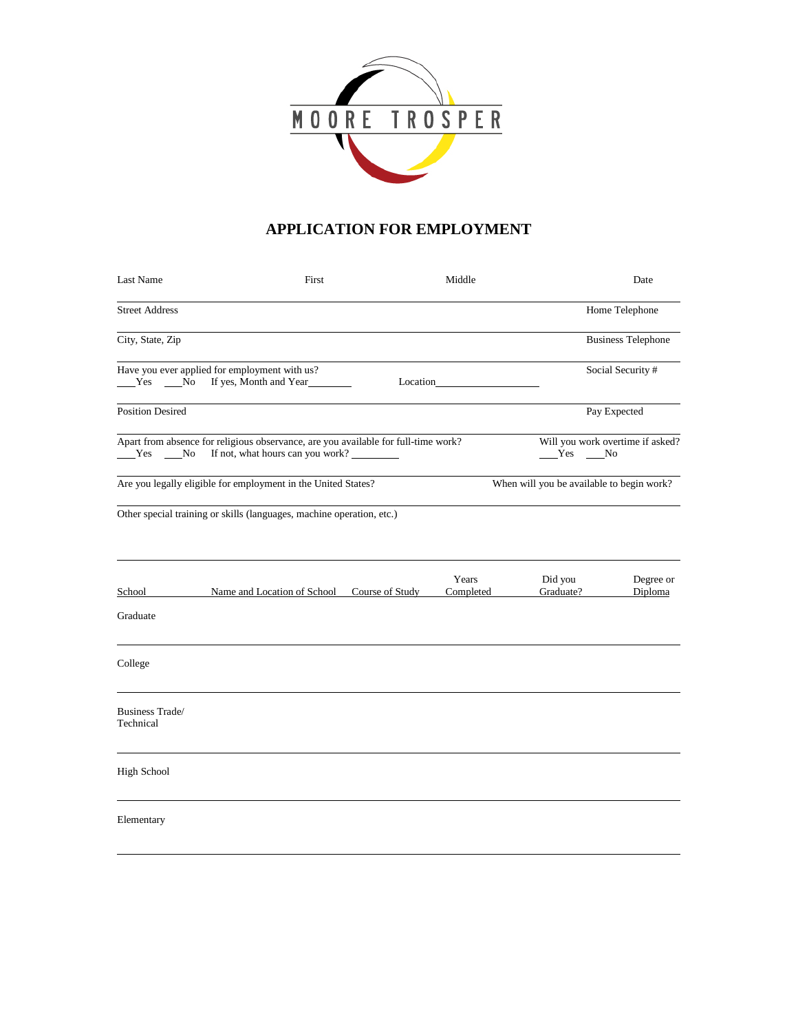MOORE TROSPER

# APPLICATION FOR EMPLOYMENT

Last Name | First | Middle | Date

Street Address | Home Telephone

City, State, Zip | Business Telephone

Have you ever applied for employment with us?
___Yes ___No If yes, Month and Year________ Location____________________

Social Security #

Position Desired | Pay Expected

Apart from absence for religious observance, are you available for full-time work?
___Yes ___No If not, what hours can you work? _________

Will you work overtime if asked?
___Yes ___No

Are you legally eligible for employment in the United States?

When will you be available to begin work?

Other special training or skills (languages, machine operation, etc.)

| School | Name and Location of School | Course of Study | Years Completed | Did you Graduate? | Degree or Diploma |
|---|---|---|---|---|---|
| Graduate | | | | | |
| College | | | | | |
| Business Trade/ Technical | | | | | |
| High School | | | | | |
| Elementary | | | | | |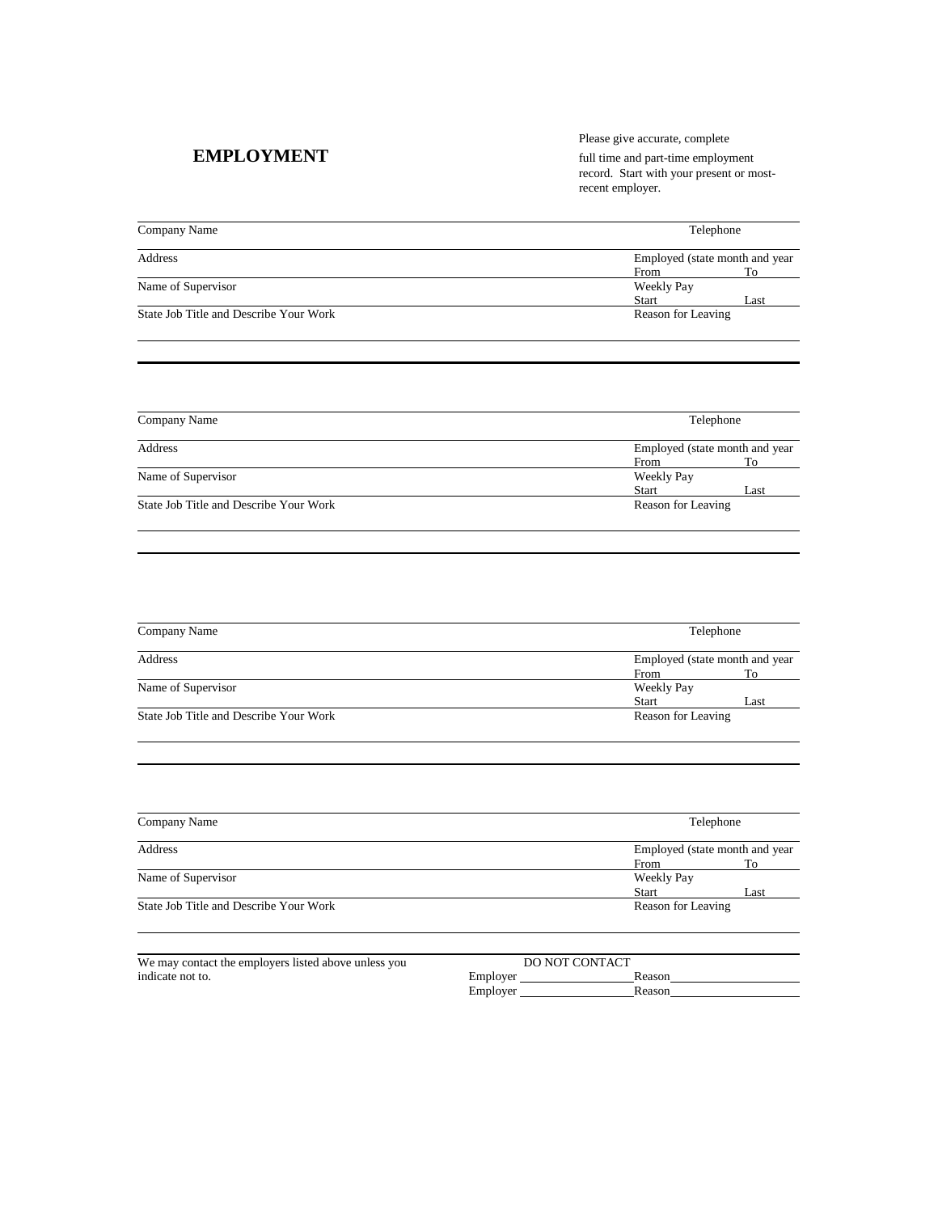# EMPLOYMENT

Please give accurate, complete full time and part-time employment record. Start with your present or most-recent employer.

| Company Name | Telephone | |
|---|---|---|
| Address | Employed (state month and year) | |
| | From | To |
| Name of Supervisor | Weekly Pay | |
| | Start | Last |
| State Job Title and Describe Your Work | Reason for Leaving | |

| Company Name | Telephone | |
|---|---|---|
| Address | Employed (state month and year) | |
| | From | To |
| Name of Supervisor | Weekly Pay | |
| | Start | Last |
| State Job Title and Describe Your Work | Reason for Leaving | |

| Company Name | Telephone | |
|---|---|---|
| Address | Employed (state month and year) | |
| | From | To |
| Name of Supervisor | Weekly Pay | |
| | Start | Last |
| State Job Title and Describe Your Work | Reason for Leaving | |

| Company Name | Telephone | |
|---|---|---|
| Address | Employed (state month and year) | |
| | From | To |
| Name of Supervisor | Weekly Pay | |
| | Start | Last |
| State Job Title and Describe Your Work | Reason for Leaving | |

We may contact the employers listed above unless you indicate not to.

DO NOT CONTACT

Employer ____________________ Reason ____________________

Employer ____________________ Reason ____________________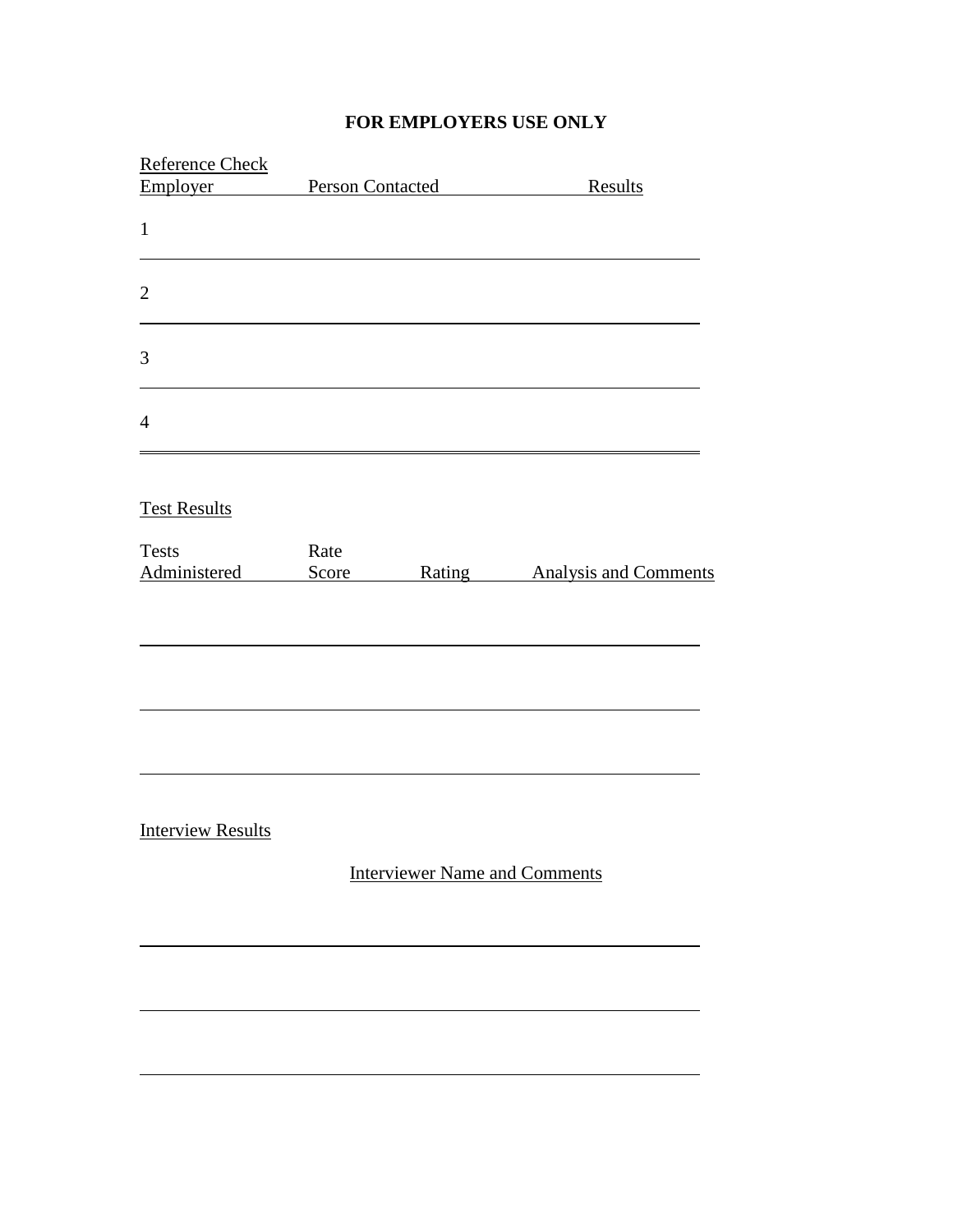**FOR EMPLOYERS USE ONLY**

Reference Check

| Employer | Person Contacted | Results |
|---|---|---|
| 1 | | |
| 2 | | |
| 3 | | |
| 4 | | |

Test Results

| Tests Administered | Rate Score | Rating | Analysis and Comments |
|---|---|---|---|
| | | | |
| | | | |
| | | | |

Interview Results

| Interviewer Name and Comments |
|---|
| |
| |
| |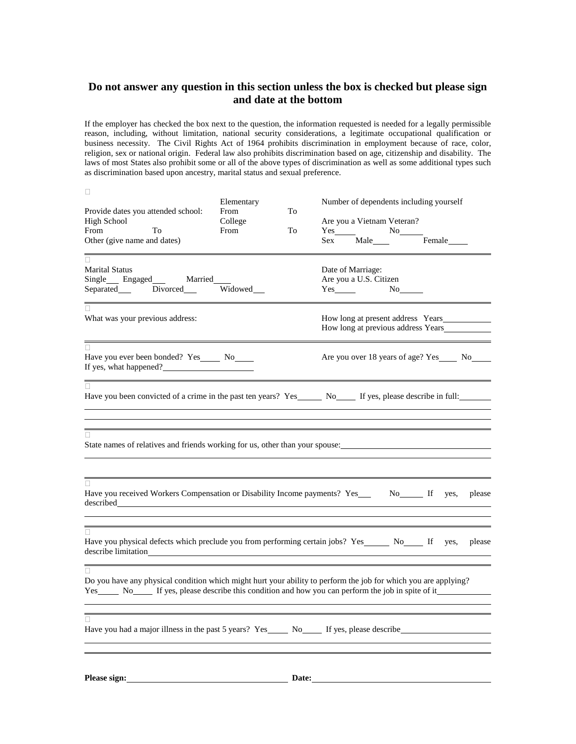## Do not answer any question in this section unless the box is checked but please sign and date at the bottom

If the employer has checked the box next to the question, the information requested is needed for a legally permissible reason, including, without limitation, national security considerations, a legitimate occupational qualification or business necessity. The Civil Rights Act of 1964 prohibits discrimination in employment because of race, color, religion, sex or national origin. Federal law also prohibits discrimination based on age, citizenship and disability. The laws of most States also prohibit some or all of the above types of discrimination as well as some additional types such as discrimination based upon ancestry, marital status and sexual preference.

☐

Provide dates you attended school: Elementary From ______ To ______
High School From ______ To ______
College From ______ To ______
Other (give name and dates)

Number of dependents including yourself

Are you a Vietnam Veteran? Yes_____ No_____

Sex Male____ Female_____

---

☐

Marital Status
Single___ Engaged___ Married____
Separated___ Divorced___ Widowed___

Date of Marriage:

Are you a U.S. Citizen Yes_____ No_____

---

☐

What was your previous address:

How long at present address Years__________

How long at previous address Years__________

---

☐

Have you ever been bonded? Yes_____ No_____

If yes, what happened?____________________

Are you over 18 years of age? Yes____ No____

---

☐

Have you been convicted of a crime in the past ten years? Yes______ No_____ If yes, please describe in full:________

---

☐

State names of relatives and friends working for us, other than your spouse:____________________

---

☐

Have you received Workers Compensation or Disability Income payments? Yes___ No_____ If yes, please described____________________

---

☐

Have you physical defects which preclude you from performing certain jobs? Yes______ No_____ If yes, please describe limitation____________________

---

☐

Do you have any physical condition which might hurt your ability to perform the job for which you are applying? Yes_____ No_____ If yes, please describe this condition and how you can perform the job in spite of it__________

---

☐

Have you had a major illness in the past 5 years? Yes_____ No_____ If yes, please describe____________________

---

**Please sign:** ______________________________ **Date:** ______________________________